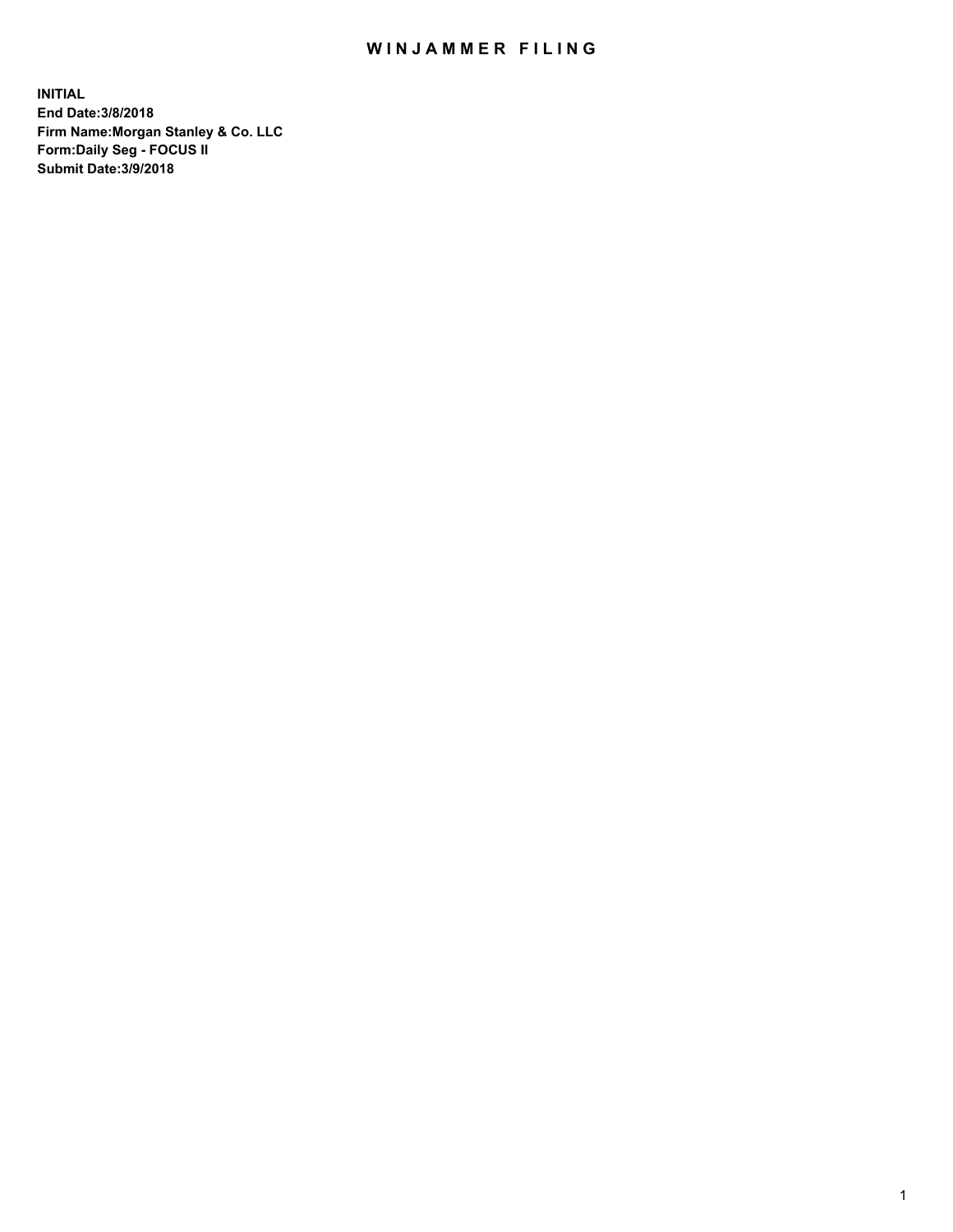# WINJAMMER FILING

**INITIAL**
**End Date:3/8/2018**
**Firm Name:Morgan Stanley & Co. LLC**
**Form:Daily Seg - FOCUS II**
**Submit Date:3/9/2018**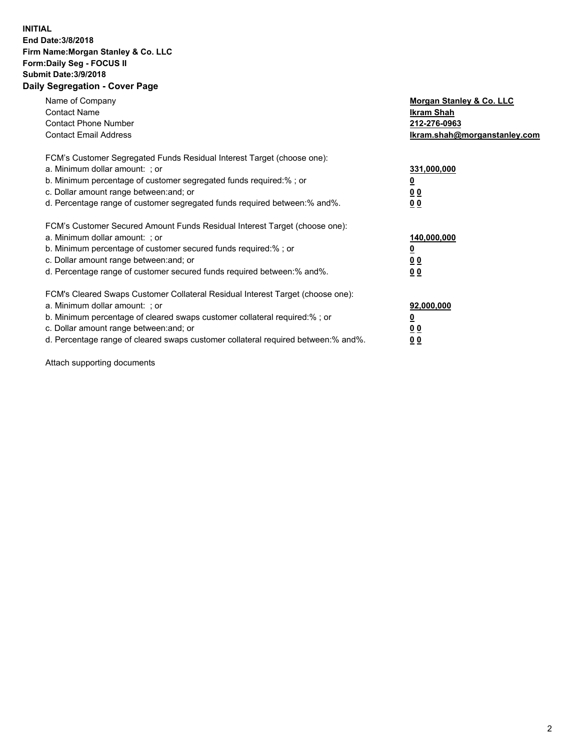**INITIAL**
**End Date:3/8/2018**
**Firm Name:Morgan Stanley & Co. LLC**
**Form:Daily Seg - FOCUS II**
**Submit Date:3/9/2018**

## Daily Segregation - Cover Page

| | |
|---|---|
| Name of Company | **Morgan Stanley & Co. LLC** |
| Contact Name | **Ikram Shah** |
| Contact Phone Number | **212-276-0963** |
| Contact Email Address | **Ikram.shah@morganstanley.com** |

FCM's Customer Segregated Funds Residual Interest Target (choose one):

| | |
|---|---|
| a. Minimum dollar amount: ; or | **331,000,000** |
| b. Minimum percentage of customer segregated funds required:% ; or | **0** |
| c. Dollar amount range between:and; or | **0 0** |
| d. Percentage range of customer segregated funds required between:% and%. | **0 0** |

FCM's Customer Secured Amount Funds Residual Interest Target (choose one):

| | |
|---|---|
| a. Minimum dollar amount: ; or | **140,000,000** |
| b. Minimum percentage of customer secured funds required:% ; or | **0** |
| c. Dollar amount range between:and; or | **0 0** |
| d. Percentage range of customer secured funds required between:% and%. | **0 0** |

FCM's Cleared Swaps Customer Collateral Residual Interest Target (choose one):

| | |
|---|---|
| a. Minimum dollar amount: ; or | **92,000,000** |
| b. Minimum percentage of cleared swaps customer collateral required:% ; or | **0** |
| c. Dollar amount range between:and; or | **0 0** |
| d. Percentage range of cleared swaps customer collateral required between:% and%. | **0 0** |

Attach supporting documents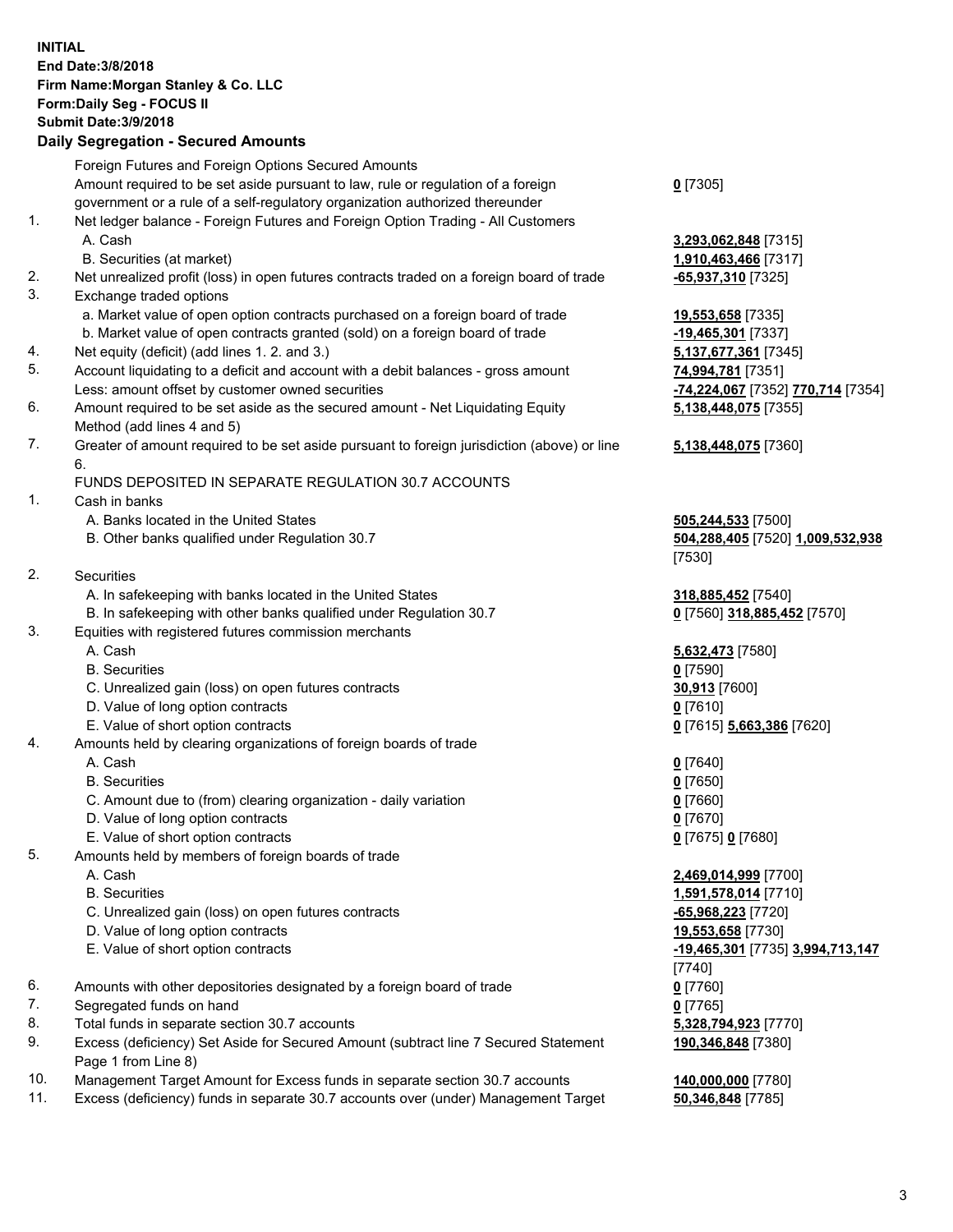**INITIAL**
**End Date:3/8/2018**
**Firm Name:Morgan Stanley & Co. LLC**
**Form:Daily Seg - FOCUS II**
**Submit Date:3/9/2018**

## Daily Segregation - Secured Amounts

| | | |
|---|---|---|
| | Foreign Futures and Foreign Options Secured Amounts | |
| | Amount required to be set aside pursuant to law, rule or regulation of a foreign government or a rule of a self-regulatory organization authorized thereunder | **0** [7305] |
| 1. | Net ledger balance - Foreign Futures and Foreign Option Trading - All Customers | |
| | A. Cash | **3,293,062,848** [7315] |
| | B. Securities (at market) | **1,910,463,466** [7317] |
| 2. | Net unrealized profit (loss) in open futures contracts traded on a foreign board of trade | **-65,937,310** [7325] |
| 3. | Exchange traded options | |
| | a. Market value of open option contracts purchased on a foreign board of trade | **19,553,658** [7335] |
| | b. Market value of open contracts granted (sold) on a foreign board of trade | **-19,465,301** [7337] |
| 4. | Net equity (deficit) (add lines 1. 2. and 3.) | **5,137,677,361** [7345] |
| 5. | Account liquidating to a deficit and account with a debit balances - gross amount | **74,994,781** [7351] |
| | Less: amount offset by customer owned securities | **-74,224,067** [7352] **770,714** [7354] |
| 6. | Amount required to be set aside as the secured amount - Net Liquidating Equity Method (add lines 4 and 5) | **5,138,448,075** [7355] |
| 7. | Greater of amount required to be set aside pursuant to foreign jurisdiction (above) or line 6. | **5,138,448,075** [7360] |
| | FUNDS DEPOSITED IN SEPARATE REGULATION 30.7 ACCOUNTS | |
| 1. | Cash in banks | |
| | A. Banks located in the United States | **505,244,533** [7500] |
| | B. Other banks qualified under Regulation 30.7 | **504,288,405** [7520] **1,009,532,938** [7530] |
| 2. | Securities | |
| | A. In safekeeping with banks located in the United States | **318,885,452** [7540] |
| | B. In safekeeping with other banks qualified under Regulation 30.7 | **0** [7560] **318,885,452** [7570] |
| 3. | Equities with registered futures commission merchants | |
| | A. Cash | **5,632,473** [7580] |
| | B. Securities | **0** [7590] |
| | C. Unrealized gain (loss) on open futures contracts | **30,913** [7600] |
| | D. Value of long option contracts | **0** [7610] |
| | E. Value of short option contracts | **0** [7615] **5,663,386** [7620] |
| 4. | Amounts held by clearing organizations of foreign boards of trade | |
| | A. Cash | **0** [7640] |
| | B. Securities | **0** [7650] |
| | C. Amount due to (from) clearing organization - daily variation | **0** [7660] |
| | D. Value of long option contracts | **0** [7670] |
| | E. Value of short option contracts | **0** [7675] **0** [7680] |
| 5. | Amounts held by members of foreign boards of trade | |
| | A. Cash | **2,469,014,999** [7700] |
| | B. Securities | **1,591,578,014** [7710] |
| | C. Unrealized gain (loss) on open futures contracts | **-65,968,223** [7720] |
| | D. Value of long option contracts | **19,553,658** [7730] |
| | E. Value of short option contracts | **-19,465,301** [7735] **3,994,713,147** [7740] |
| 6. | Amounts with other depositories designated by a foreign board of trade | **0** [7760] |
| 7. | Segregated funds on hand | **0** [7765] |
| 8. | Total funds in separate section 30.7 accounts | **5,328,794,923** [7770] |
| 9. | Excess (deficiency) Set Aside for Secured Amount (subtract line 7 Secured Statement Page 1 from Line 8) | **190,346,848** [7380] |
| 10. | Management Target Amount for Excess funds in separate section 30.7 accounts | **140,000,000** [7780] |
| 11. | Excess (deficiency) funds in separate 30.7 accounts over (under) Management Target | **50,346,848** [7785] |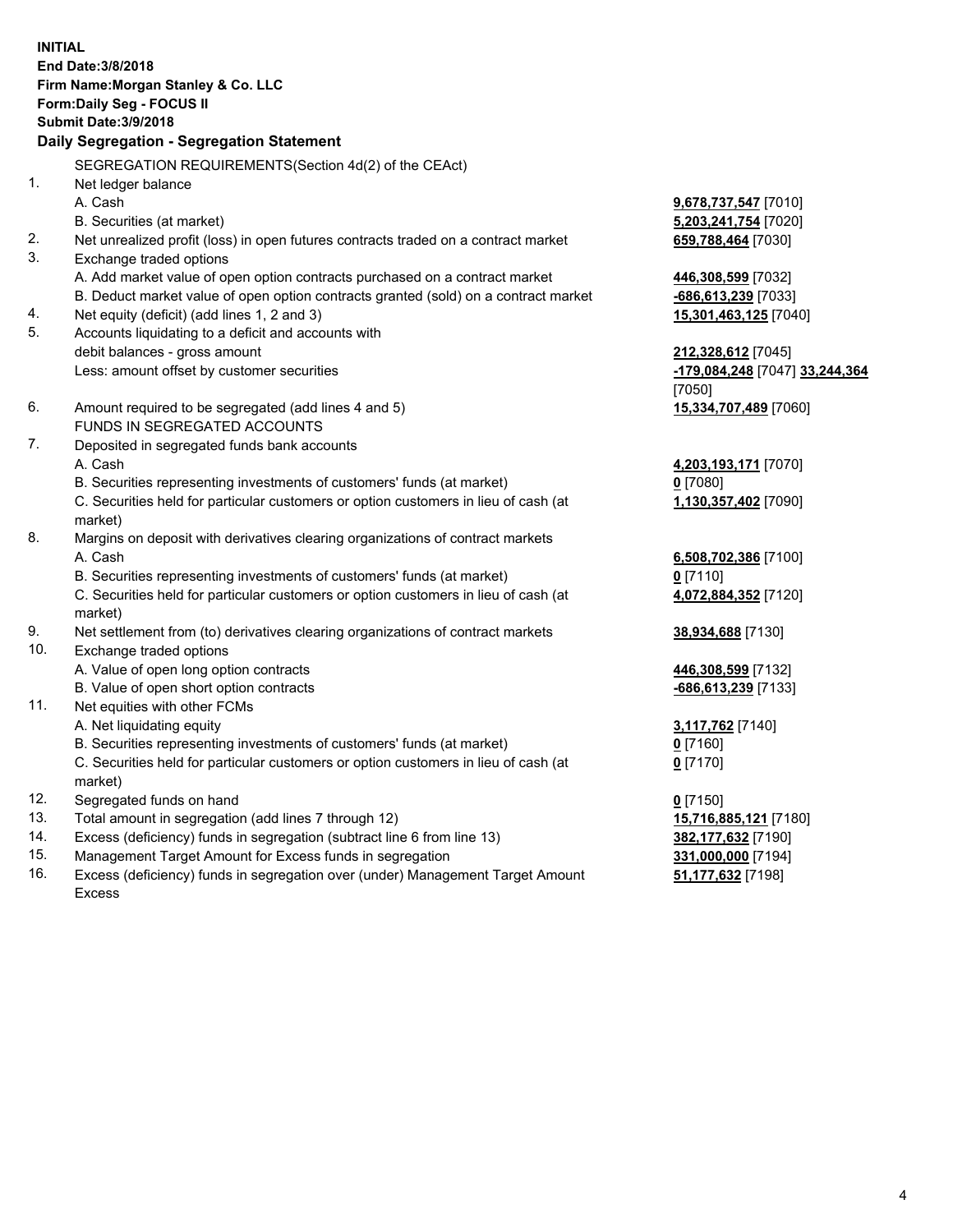**INITIAL**
**End Date:3/8/2018**
**Firm Name:Morgan Stanley & Co. LLC**
**Form:Daily Seg - FOCUS II**
**Submit Date:3/9/2018**

### Daily Segregation - Segregation Statement

SEGREGATION REQUIREMENTS(Section 4d(2) of the CEAct)

| | | |
|---|---|---|
| 1. | Net ledger balance | |
| | A. Cash | **9,678,737,547** [7010] |
| | B. Securities (at market) | **5,203,241,754** [7020] |
| 2. | Net unrealized profit (loss) in open futures contracts traded on a contract market | **659,788,464** [7030] |
| 3. | Exchange traded options | |
| | A. Add market value of open option contracts purchased on a contract market | **446,308,599** [7032] |
| | B. Deduct market value of open option contracts granted (sold) on a contract market | **-686,613,239** [7033] |
| 4. | Net equity (deficit) (add lines 1, 2 and 3) | **15,301,463,125** [7040] |
| 5. | Accounts liquidating to a deficit and accounts with debit balances - gross amount | **212,328,612** [7045] |
| | Less: amount offset by customer securities | **-179,084,248** [7047] **33,244,364** [7050] |
| 6. | Amount required to be segregated (add lines 4 and 5) | **15,334,707,489** [7060] |
| | FUNDS IN SEGREGATED ACCOUNTS | |
| 7. | Deposited in segregated funds bank accounts | |
| | A. Cash | **4,203,193,171** [7070] |
| | B. Securities representing investments of customers' funds (at market) | **0** [7080] |
| | C. Securities held for particular customers or option customers in lieu of cash (at market) | **1,130,357,402** [7090] |
| 8. | Margins on deposit with derivatives clearing organizations of contract markets | |
| | A. Cash | **6,508,702,386** [7100] |
| | B. Securities representing investments of customers' funds (at market) | **0** [7110] |
| | C. Securities held for particular customers or option customers in lieu of cash (at market) | **4,072,884,352** [7120] |
| 9. | Net settlement from (to) derivatives clearing organizations of contract markets | **38,934,688** [7130] |
| 10. | Exchange traded options | |
| | A. Value of open long option contracts | **446,308,599** [7132] |
| | B. Value of open short option contracts | **-686,613,239** [7133] |
| 11. | Net equities with other FCMs | |
| | A. Net liquidating equity | **3,117,762** [7140] |
| | B. Securities representing investments of customers' funds (at market) | **0** [7160] |
| | C. Securities held for particular customers or option customers in lieu of cash (at market) | **0** [7170] |
| 12. | Segregated funds on hand | **0** [7150] |
| 13. | Total amount in segregation (add lines 7 through 12) | **15,716,885,121** [7180] |
| 14. | Excess (deficiency) funds in segregation (subtract line 6 from line 13) | **382,177,632** [7190] |
| 15. | Management Target Amount for Excess funds in segregation | **331,000,000** [7194] |
| 16. | Excess (deficiency) funds in segregation over (under) Management Target Amount Excess | **51,177,632** [7198] |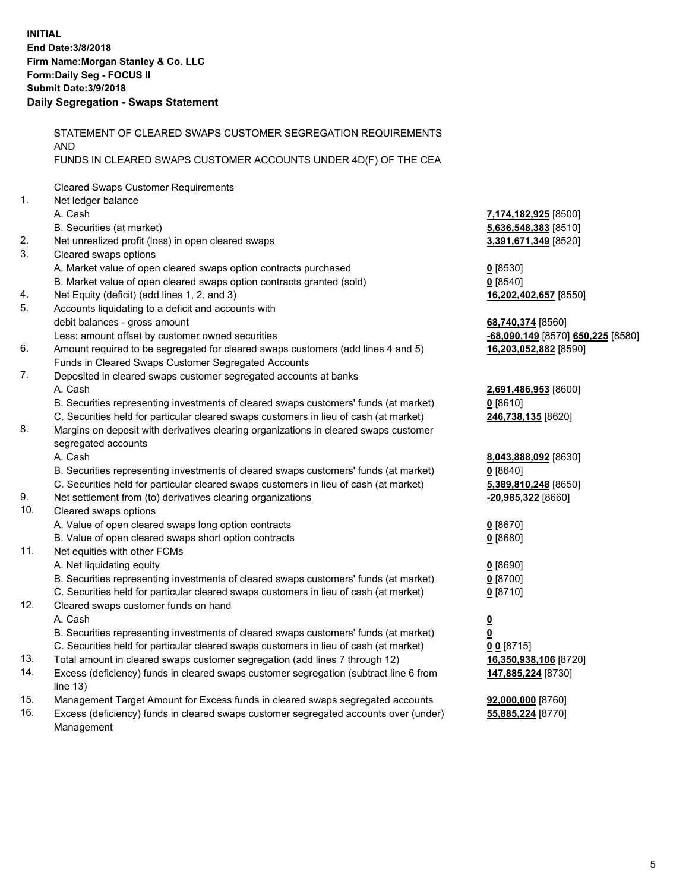**INITIAL**
**End Date:3/8/2018**
**Firm Name:Morgan Stanley & Co. LLC**
**Form:Daily Seg - FOCUS II**
**Submit Date:3/9/2018**
**Daily Segregation - Swaps Statement**

STATEMENT OF CLEARED SWAPS CUSTOMER SEGREGATION REQUIREMENTS AND FUNDS IN CLEARED SWAPS CUSTOMER ACCOUNTS UNDER 4D(F) OF THE CEA

| | | |
|---|---|---|
| | Cleared Swaps Customer Requirements | |
| 1. | Net ledger balance | |
| | A. Cash | **7,174,182,925** [8500] |
| | B. Securities (at market) | **5,636,548,383** [8510] |
| 2. | Net unrealized profit (loss) in open cleared swaps | **3,391,671,349** [8520] |
| 3. | Cleared swaps options | |
| | A. Market value of open cleared swaps option contracts purchased | **0** [8530] |
| | B. Market value of open cleared swaps option contracts granted (sold) | **0** [8540] |
| 4. | Net Equity (deficit) (add lines 1, 2, and 3) | **16,202,402,657** [8550] |
| 5. | Accounts liquidating to a deficit and accounts with debit balances - gross amount | **68,740,374** [8560] |
| | Less: amount offset by customer owned securities | **-68,090,149** [8570] **650,225** [8580] |
| 6. | Amount required to be segregated for cleared swaps customers (add lines 4 and 5) | **16,203,052,882** [8590] |
| | Funds in Cleared Swaps Customer Segregated Accounts | |
| 7. | Deposited in cleared swaps customer segregated accounts at banks | |
| | A. Cash | **2,691,486,953** [8600] |
| | B. Securities representing investments of cleared swaps customers' funds (at market) | **0** [8610] |
| | C. Securities held for particular cleared swaps customers in lieu of cash (at market) | **246,738,135** [8620] |
| 8. | Margins on deposit with derivatives clearing organizations in cleared swaps customer segregated accounts | |
| | A. Cash | **8,043,888,092** [8630] |
| | B. Securities representing investments of cleared swaps customers' funds (at market) | **0** [8640] |
| | C. Securities held for particular cleared swaps customers in lieu of cash (at market) | **5,389,810,248** [8650] |
| 9. | Net settlement from (to) derivatives clearing organizations | **-20,985,322** [8660] |
| 10. | Cleared swaps options | |
| | A. Value of open cleared swaps long option contracts | **0** [8670] |
| | B. Value of open cleared swaps short option contracts | **0** [8680] |
| 11. | Net equities with other FCMs | |
| | A. Net liquidating equity | **0** [8690] |
| | B. Securities representing investments of cleared swaps customers' funds (at market) | **0** [8700] |
| | C. Securities held for particular cleared swaps customers in lieu of cash (at market) | **0** [8710] |
| 12. | Cleared swaps customer funds on hand | |
| | A. Cash | **0** |
| | B. Securities representing investments of cleared swaps customers' funds (at market) | **0** |
| | C. Securities held for particular cleared swaps customers in lieu of cash (at market) | **0** **0** [8715] |
| 13. | Total amount in cleared swaps customer segregation (add lines 7 through 12) | **16,350,938,106** [8720] |
| 14. | Excess (deficiency) funds in cleared swaps customer segregation (subtract line 6 from line 13) | **147,885,224** [8730] |
| 15. | Management Target Amount for Excess funds in cleared swaps segregated accounts | **92,000,000** [8760] |
| 16. | Excess (deficiency) funds in cleared swaps customer segregated accounts over (under) Management | **55,885,224** [8770] |